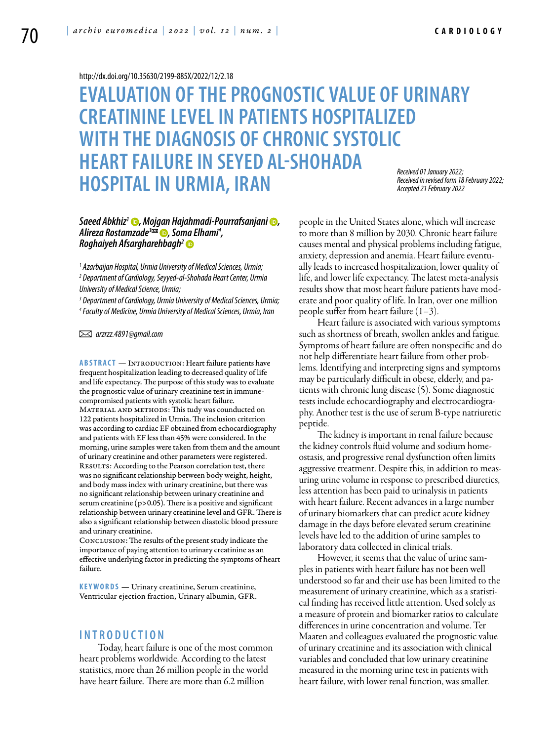http://dx.doi.org/10.35630/2199-885X/2022/12/2.18

# EVALUATION OF THE PROGNOSTIC VALUE OF URINARY CREATININE LEVEL IN PATIENTS HOSPITALIZED WITH THE DIAGNOSIS OF CHRONIC SYSTOLIC HEART FAILURE IN SEYED AL-SHOHADA HOSPITAL IN URMIA, IRAN

*Received 01 January 2022;*
*Received in revised form 18 February 2022;*
*Accepted 21 February 2022*

***Saeed Abkhiz[1], Mojgan Hajahmadi-Pourrafsanjani, Alireza Rostamzade[3]✉, Soma Elhami[4], Roghaiyeh Afsargharehbagh[2]***

*[1] Azarbaijan Hospital, Urmia University of Medical Sciences, Urmia;*
*[2] Department of Cardiology, Seyyed-al-Shohada Heart Center, Urmia University of Medical Science, Urmia;*
*[3] Department of Cardiology, Urmia University of Medical Sciences, Urmia;*
*[4] Faculty of Medicine, Urmia University of Medical Sciences, Urmia, Iran*

✉ *arzrzz.4891@gmail.com*

**ABSTRACT** — Introduction: Heart failure patients have frequent hospitalization leading to decreased quality of life and life expectancy. The purpose of this study was to evaluate the prognostic value of urinary creatinine test in immune-compromised patients with systolic heart failure.
Material and methods: This tudy was counducted on 122 patients hospitalized in Urmia. The inclusion criterion was according to cardiac EF obtained from echocardiography and patients with EF less than 45% were considered. In the morning, urine samples were taken from them and the amount of urinary creatinine and other parameters were registered.
Results: According to the Pearson correlation test, there was no significant relationship between body weight, height, and body mass index with urinary creatinine, but there was no significant relationship between urinary creatinine and serum creatinine ($p>0.05$). There is a positive and significant relationship between urinary creatinine level and GFR. There is also a significant relationship between diastolic blood pressure and urinary creatinine.
Conclusion: The results of the present study indicate the importance of paying attention to urinary creatinine as an effective underlying factor in predicting the symptoms of heart failure.

**KEYWORDS** — Urinary creatinine, Serum creatinine, Ventricular ejection fraction, Urinary albumin, GFR.

## INTRODUCTION

Today, heart failure is one of the most common heart problems worldwide. According to the latest statistics, more than 26 million people in the world have heart failure. There are more than 6.2 million people in the United States alone, which will increase to more than 8 million by 2030. Chronic heart failure causes mental and physical problems including fatigue, anxiety, depression and anemia. Heart failure eventually leads to increased hospitalization, lower quality of life, and lower life expectancy. The latest meta-analysis results show that most heart failure patients have moderate and poor quality of life. In Iran, over one million people suffer from heart failure (1–3).

Heart failure is associated with various symptoms such as shortness of breath, swollen ankles and fatigue. Symptoms of heart failure are often nonspecific and do not help differentiate heart failure from other problems. Identifying and interpreting signs and symptoms may be particularly difficult in obese, elderly, and patients with chronic lung disease (5). Some diagnostic tests include echocardiography and electrocardiography. Another test is the use of serum B-type natriuretic peptide.

The kidney is important in renal failure because the kidney controls fluid volume and sodium homeostasis, and progressive renal dysfunction often limits aggressive treatment. Despite this, in addition to measuring urine volume in response to prescribed diuretics, less attention has been paid to urinalysis in patients with heart failure. Recent advances in a large number of urinary biomarkers that can predict acute kidney damage in the days before elevated serum creatinine levels have led to the addition of urine samples to laboratory data collected in clinical trials.

However, it seems that the value of urine samples in patients with heart failure has not been well understood so far and their use has been limited to the measurement of urinary creatinine, which as a statistical finding has received little attention. Used solely as a measure of protein and biomarker ratios to calculate differences in urine concentration and volume. Ter Maaten and colleagues evaluated the prognostic value of urinary creatinine and its association with clinical variables and concluded that low urinary creatinine measured in the morning urine test in patients with heart failure, with lower renal function, was smaller.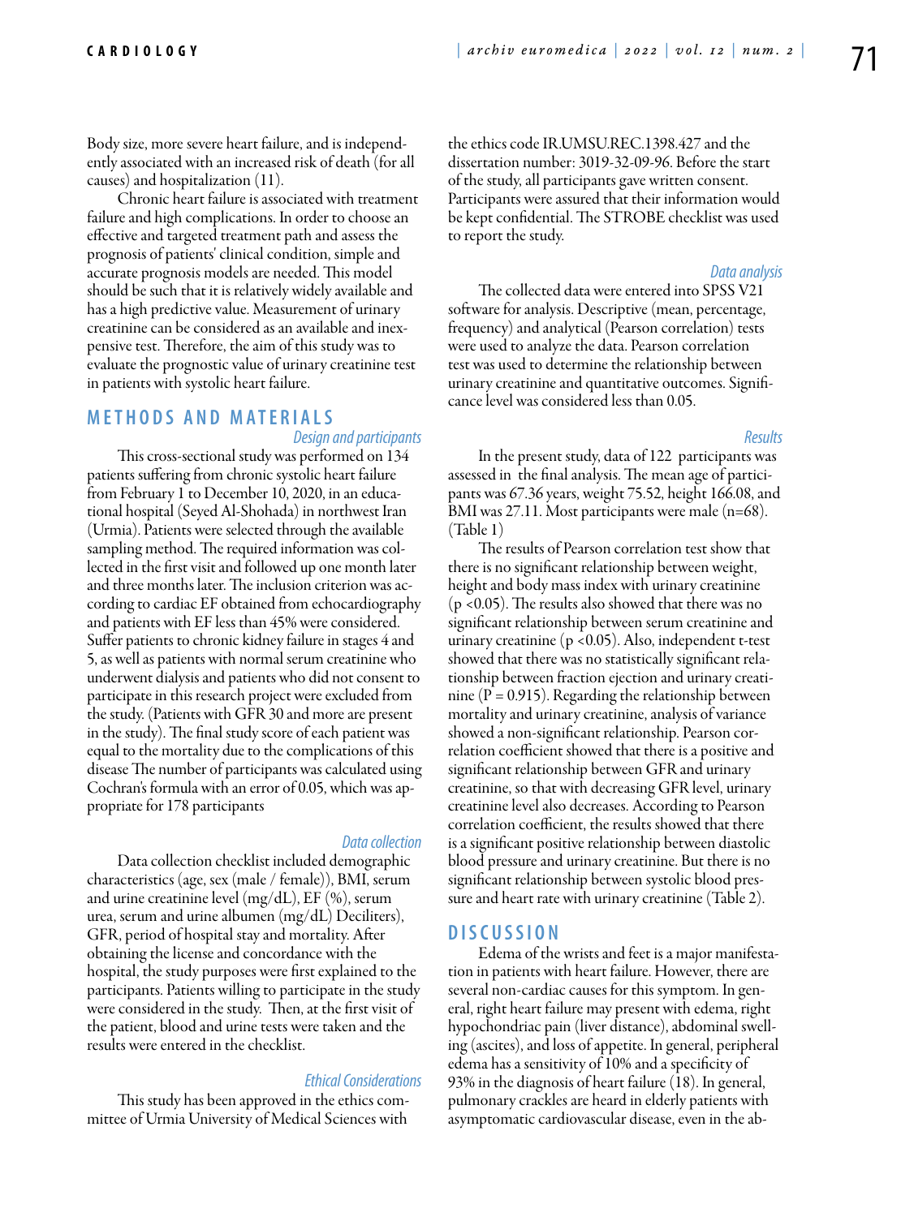Body size, more severe heart failure, and is independently associated with an increased risk of death (for all causes) and hospitalization (11).

Chronic heart failure is associated with treatment failure and high complications. In order to choose an effective and targeted treatment path and assess the prognosis of patients' clinical condition, simple and accurate prognosis models are needed. This model should be such that it is relatively widely available and has a high predictive value. Measurement of urinary creatinine can be considered as an available and inexpensive test. Therefore, the aim of this study was to evaluate the prognostic value of urinary creatinine test in patients with systolic heart failure.

## METHODS AND MATERIALS

### *Design and participants*

This cross-sectional study was performed on 134 patients suffering from chronic systolic heart failure from February 1 to December 10, 2020, in an educational hospital (Seyed Al-Shohada) in northwest Iran (Urmia). Patients were selected through the available sampling method. The required information was collected in the first visit and followed up one month later and three months later. The inclusion criterion was according to cardiac EF obtained from echocardiography and patients with EF less than 45% were considered. Suffer patients to chronic kidney failure in stages 4 and 5, as well as patients with normal serum creatinine who underwent dialysis and patients who did not consent to participate in this research project were excluded from the study. (Patients with GFR 30 and more are present in the study). The final study score of each patient was equal to the mortality due to the complications of this disease The number of participants was calculated using Cochran's formula with an error of 0.05, which was appropriate for 178 participants

### *Data collection*

Data collection checklist included demographic characteristics (age, sex (male / female)), BMI, serum and urine creatinine level (mg/dL), EF (%), serum urea, serum and urine albumen (mg/dL) Deciliters), GFR, period of hospital stay and mortality. After obtaining the license and concordance with the hospital, the study purposes were first explained to the participants. Patients willing to participate in the study were considered in the study. Then, at the first visit of the patient, blood and urine tests were taken and the results were entered in the checklist.

### *Ethical Considerations*

This study has been approved in the ethics committee of Urmia University of Medical Sciences with the ethics code IR.UMSU.REC.1398.427 and the dissertation number: 3019-32-09-96. Before the start of the study, all participants gave written consent. Participants were assured that their information would be kept confidential. The STROBE checklist was used to report the study.

### *Data analysis*

The collected data were entered into SPSS V21 software for analysis. Descriptive (mean, percentage, frequency) and analytical (Pearson correlation) tests were used to analyze the data. Pearson correlation test was used to determine the relationship between urinary creatinine and quantitative outcomes. Significance level was considered less than 0.05.

### *Results*

In the present study, data of 122 participants was assessed in the final analysis. The mean age of participants was 67.36 years, weight 75.52, height 166.08, and BMI was 27.11. Most participants were male (n=68). (Table 1)

The results of Pearson correlation test show that there is no significant relationship between weight, height and body mass index with urinary creatinine ($p < 0.05$). The results also showed that there was no significant relationship between serum creatinine and urinary creatinine ($p < 0.05$). Also, independent t-test showed that there was no statistically significant relationship between fraction ejection and urinary creatinine ($P = 0.915$). Regarding the relationship between mortality and urinary creatinine, analysis of variance showed a non-significant relationship. Pearson correlation coefficient showed that there is a positive and significant relationship between GFR and urinary creatinine, so that with decreasing GFR level, urinary creatinine level also decreases. According to Pearson correlation coefficient, the results showed that there is a significant positive relationship between diastolic blood pressure and urinary creatinine. But there is no significant relationship between systolic blood pressure and heart rate with urinary creatinine (Table 2).

## DISCUSSION

Edema of the wrists and feet is a major manifestation in patients with heart failure. However, there are several non-cardiac causes for this symptom. In general, right heart failure may present with edema, right hypochondriac pain (liver distance), abdominal swelling (ascites), and loss of appetite. In general, peripheral edema has a sensitivity of 10% and a specificity of 93% in the diagnosis of heart failure (18). In general, pulmonary crackles are heard in elderly patients with asymptomatic cardiovascular disease, even in the ab-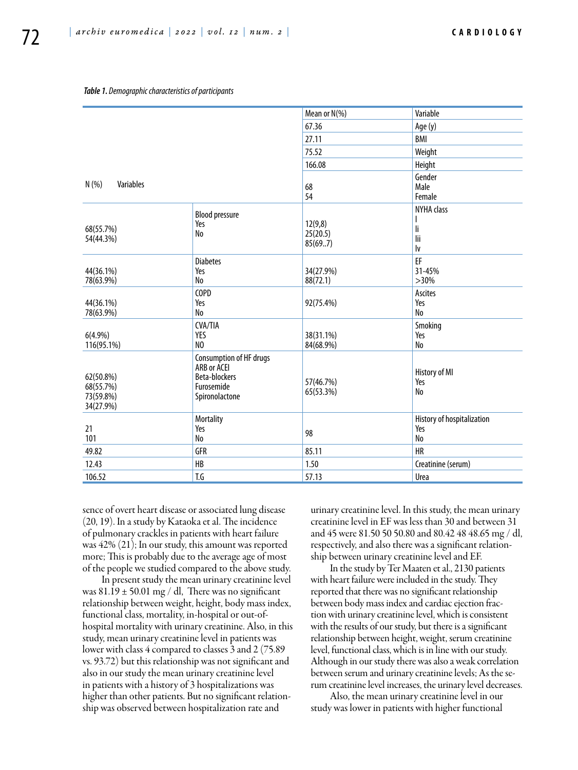*Table 1. Demographic characteristics of participants*

| N (%) | Variables | Mean or N(%) | Variable |
|---|---|---|---|
| | | 67.36 | Age (y) |
| | | 27.11 | BMI |
| | | 75.52 | Weight |
| | | 166.08 | Height |
| | | 68<br>54 | Gender<br>Male<br>Female |
| 68(55.7%)<br>54(44.3%) | Blood pressure<br>Yes<br>No | 12(9,8)<br>25(20.5)<br>85(69..7) | NYHA class<br>I<br>Ii<br>Iii<br>Iv |
| 44(36.1%)<br>78(63.9%) | Diabetes<br>Yes<br>No | 34(27.9%)<br>88(72.1) | EF<br>31-45%<br>>30% |
| 44(36.1%)<br>78(63.9%) | COPD<br>Yes<br>No | 92(75.4%) | Ascites<br>Yes<br>No |
| 6(4.9%)<br>116(95.1%) | CVA/TIA<br>YES<br>NO | 38(31.1%)<br>84(68.9%) | Smoking<br>Yes<br>No |
| 62(50.8%)<br>68(55.7%)<br>73(59.8%)<br>34(27.9%) | Consumption of HF drugs<br>ARB or ACEI<br>Beta-blockers<br>Furosemide<br>Spironolactone | 57(46.7%)<br>65(53.3%) | History of MI<br>Yes<br>No |
| 21<br>101 | Mortality<br>Yes<br>No | 98 | History of hospitalization<br>Yes<br>No |
| 49.82 | GFR | 85.11 | HR |
| 12.43 | HB | 1.50 | Creatinine (serum) |
| 106.52 | T.G | 57.13 | Urea |

sence of overt heart disease or associated lung disease (20, 19). In a study by Kataoka et al. The incidence of pulmonary crackles in patients with heart failure was 42% (21); In our study, this amount was reported more; This is probably due to the average age of most of the people we studied compared to the above study.

In present study the mean urinary creatinine level was $81.19 \pm 50.01$ mg / dl, There was no significant relationship between weight, height, body mass index, functional class, mortality, in-hospital or out-of-hospital mortality with urinary creatinine. Also, in this study, mean urinary creatinine level in patients was lower with class 4 compared to classes 3 and 2 (75.89 vs. 93.72) but this relationship was not significant and also in our study the mean urinary creatinine level in patients with a history of 3 hospitalizations was higher than other patients. But no significant relationship was observed between hospitalization rate and urinary creatinine level. In this study, the mean urinary creatinine level in EF was less than 30 and between 31 and 45 were 81.50 50 50.80 and 80.42 48 48.65 mg / dl, respectively, and also there was a significant relationship between urinary creatinine level and EF.

In the study by Ter Maaten et al., 2130 patients with heart failure were included in the study. They reported that there was no significant relationship between body mass index and cardiac ejection fraction with urinary creatinine level, which is consistent with the results of our study, but there is a significant relationship between height, weight, serum creatinine level, functional class, which is in line with our study. Although in our study there was also a weak correlation between serum and urinary creatinine levels; As the serum creatinine level increases, the urinary level decreases.

Also, the mean urinary creatinine level in our study was lower in patients with higher functional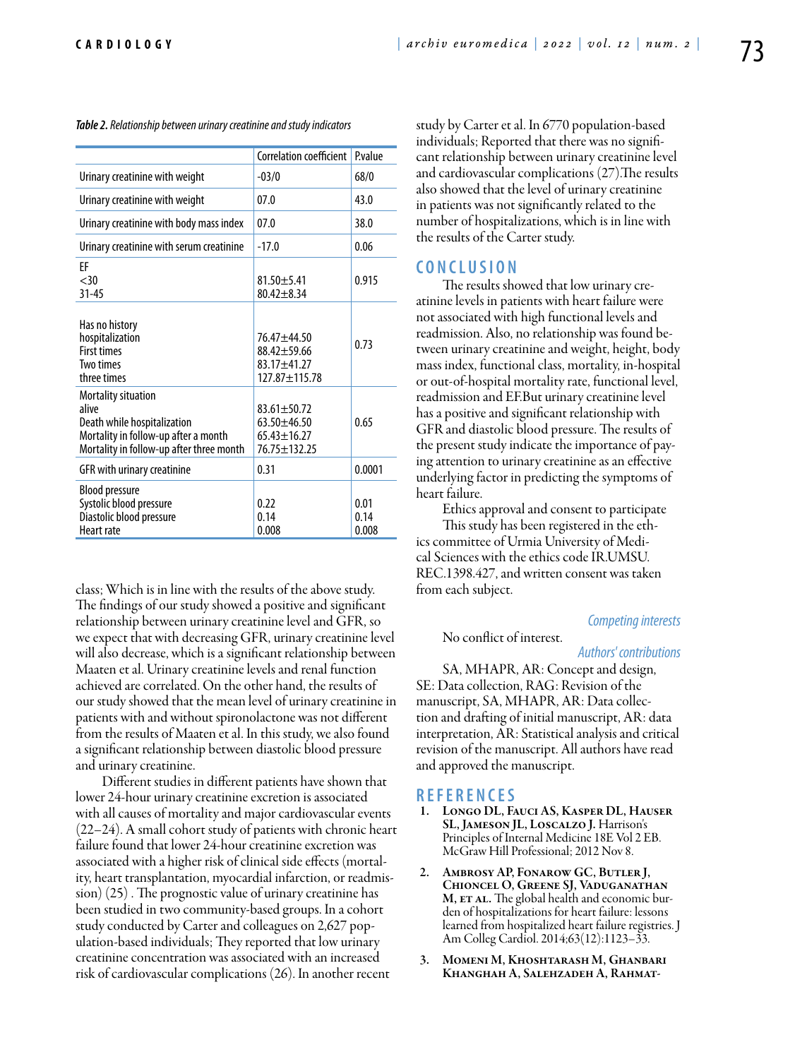*Table 2. Relationship between urinary creatinine and study indicators*

| | Correlation coefficient | P.value |
|---|---|---|
| Urinary creatinine with weight | -03/0 | 68/0 |
| Urinary creatinine with weight | 07.0 | 43.0 |
| Urinary creatinine with body mass index | 07.0 | 38.0 |
| Urinary creatinine with serum creatinine | -17.0 | 0.06 |
| EF<br><30<br>31-45 | <br>81.50±5.41<br>80.42±8.34 | 0.915 |
| Has no history<br>hospitalization<br>First times<br>Two times<br>three times | <br>76.47±44.50<br>88.42±59.66<br>83.17±41.27<br>127.87±115.78 | 0.73 |
| Mortality situation<br>alive<br>Death while hospitalization<br>Mortality in follow-up after a month<br>Mortality in follow-up after three month | <br>83.61±50.72<br>63.50±46.50<br>65.43±16.27<br>76.75±132.25 | 0.65 |
| GFR with urinary creatinine | 0.31 | 0.0001 |
| Blood pressure<br>Systolic blood pressure<br>Diastolic blood pressure<br>Heart rate | <br>0.22<br>0.14<br>0.008 | <br>0.01<br>0.14<br>0.008 |

class; Which is in line with the results of the above study. The findings of our study showed a positive and significant relationship between urinary creatinine level and GFR, so we expect that with decreasing GFR, urinary creatinine level will also decrease, which is a significant relationship between Maaten et al. Urinary creatinine levels and renal function achieved are correlated. On the other hand, the results of our study showed that the mean level of urinary creatinine in patients with and without spironolactone was not different from the results of Maaten et al. In this study, we also found a significant relationship between diastolic blood pressure and urinary creatinine.

Different studies in different patients have shown that lower 24-hour urinary creatinine excretion is associated with all causes of mortality and major cardiovascular events (22–24). A small cohort study of patients with chronic heart failure found that lower 24-hour creatinine excretion was associated with a higher risk of clinical side effects (mortality, heart transplantation, myocardial infarction, or readmission) (25) . The prognostic value of urinary creatinine has been studied in two community-based groups. In a cohort study conducted by Carter and colleagues on 2,627 population-based individuals; They reported that low urinary creatinine concentration was associated with an increased risk of cardiovascular complications (26). In another recent study by Carter et al. In 6770 population-based individuals; Reported that there was no significant relationship between urinary creatinine level and cardiovascular complications (27).The results also showed that the level of urinary creatinine in patients was not significantly related to the number of hospitalizations, which is in line with the results of the Carter study.

## CONCLUSION

The results showed that low urinary creatinine levels in patients with heart failure were not associated with high functional levels and readmission. Also, no relationship was found between urinary creatinine and weight, height, body mass index, functional class, mortality, in-hospital or out-of-hospital mortality rate, functional level, readmission and EF.But urinary creatinine level has a positive and significant relationship with GFR and diastolic blood pressure. The results of the present study indicate the importance of paying attention to urinary creatinine as an effective underlying factor in predicting the symptoms of heart failure.

Ethics approval and consent to participate

This study has been registered in the ethics committee of Urmia University of Medical Sciences with the ethics code IR.UMSU.REC.1398.427, and written consent was taken from each subject.

*Competing interests*

No conflict of interest.

*Authors' contributions*

SA, MHAPR, AR: Concept and design, SE: Data collection, RAG: Revision of the manuscript, SA, MHAPR, AR: Data collection and drafting of initial manuscript, AR: data interpretation, AR: Statistical analysis and critical revision of the manuscript. All authors have read and approved the manuscript.

## REFERENCES

1. **Longo DL, Fauci AS, Kasper DL, Hauser SL, Jameson JL, Loscalzo J.** Harrison's Principles of Internal Medicine 18E Vol 2 EB. McGraw Hill Professional; 2012 Nov 8.
2. **Ambrosy AP, Fonarow GC, Butler J, Chioncel O, Greene SJ, Vaduganathan M, et al.** The global health and economic burden of hospitalizations for heart failure: lessons learned from hospitalized heart failure registries. J Am Colleg Cardiol. 2014;63(12):1123–33.
3. **Momeni M, Khoshtarash M, Ghanbari Khanghah A, Salehzadeh A, Rahmat-**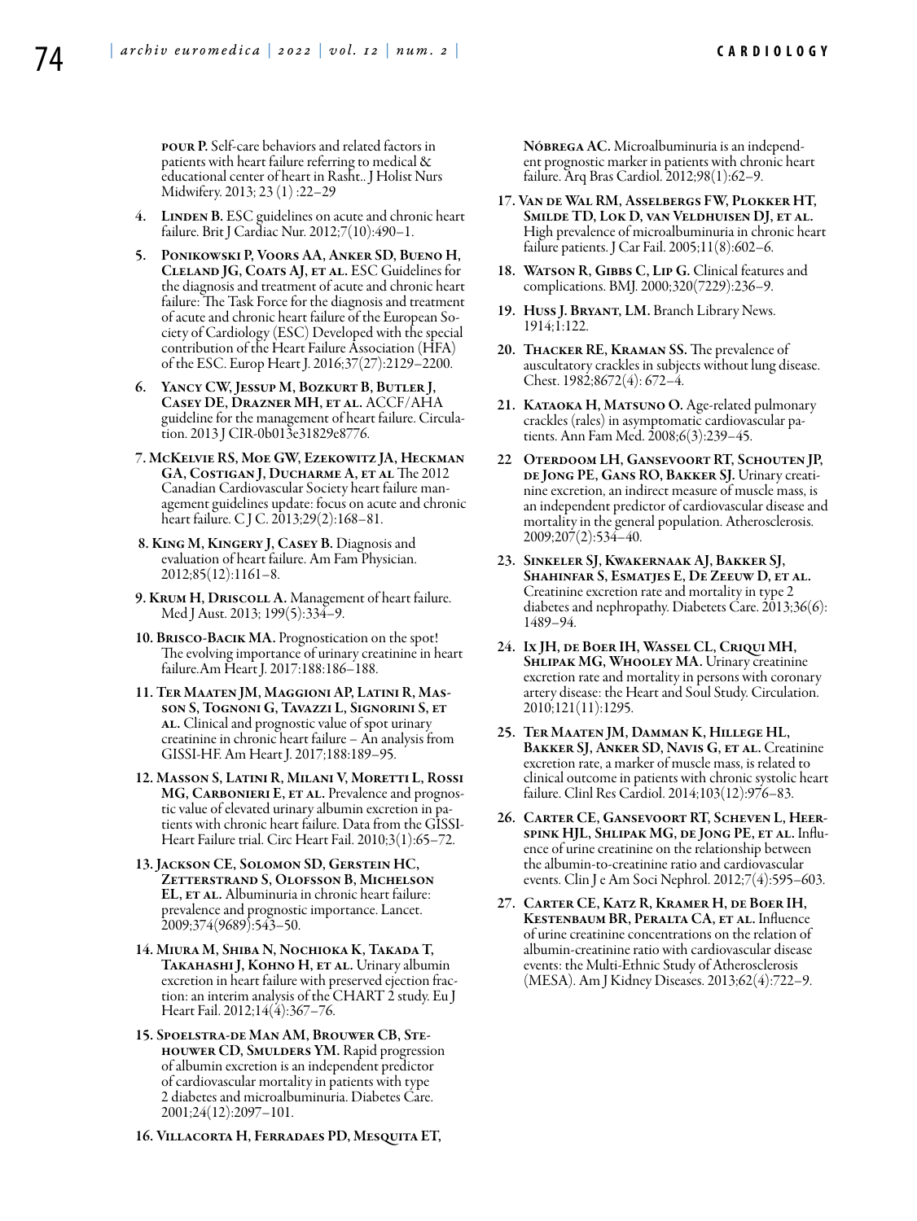pour P. Self-care behaviors and related factors in patients with heart failure referring to medical & educational center of heart in Rasht.. J Holist Nurs Midwifery. 2013; 23 (1) :22–29

4. **Linden B.** ESC guidelines on acute and chronic heart failure. Brit J Cardiac Nur. 2012;7(10):490–1.
5. **Ponikowski P, Voors AA, Anker SD, Bueno H, Cleland JG, Coats AJ, et al.** ESC Guidelines for the diagnosis and treatment of acute and chronic heart failure: The Task Force for the diagnosis and treatment of acute and chronic heart failure of the European Society of Cardiology (ESC) Developed with the special contribution of the Heart Failure Association (HFA) of the ESC. Europ Heart J. 2016;37(27):2129–2200.
6. **Yancy CW, Jessup M, Bozkurt B, Butler J, Casey DE, Drazner MH, et al.** ACCF/AHA guideline for the management of heart failure. Circulation. 2013 J CIR-0b013e31829e8776.
7. **McKelvie RS, Moe GW, Ezekowitz JA, Heckman GA, Costigan J, Ducharme A, et al** The 2012 Canadian Cardiovascular Society heart failure management guidelines update: focus on acute and chronic heart failure. C J C. 2013;29(2):168–81.
8. **King M, Kingery J, Casey B.** Diagnosis and evaluation of heart failure. Am Fam Physician. 2012;85(12):1161–8.
9. **Krum H, Driscoll A.** Management of heart failure. Med J Aust. 2013; 199(5):334–9.
10. **Brisco-Bacik MA.** Prognostication on the spot! The evolving importance of urinary creatinine in heart failure.Am Heart J. 2017:188:186–188.
11. **Ter Maaten JM, Maggioni AP, Latini R, Masson S, Tognoni G, Tavazzi L, Signorini S, et al.** Clinical and prognostic value of spot urinary creatinine in chronic heart failure – An analysis from GISSI-HF. Am Heart J. 2017;188:189–95.
12. **Masson S, Latini R, Milani V, Moretti L, Rossi MG, Carbonieri E, et al.** Prevalence and prognostic value of elevated urinary albumin excretion in patients with chronic heart failure. Data from the GISSI-Heart Failure trial. Circ Heart Fail. 2010;3(1):65–72.
13. **Jackson CE, Solomon SD, Gerstein HC, Zetterstrand S, Olofsson B, Michelson EL, et al.** Albuminuria in chronic heart failure: prevalence and prognostic importance. Lancet. 2009;374(9689):543–50.
14. **Miura M, Shiba N, Nochioka K, Takada T, Takahashi J, Kohno H, et al.** Urinary albumin excretion in heart failure with preserved ejection fraction: an interim analysis of the CHART 2 study. Eu J Heart Fail. 2012;14(4):367–76.
15. **Spoelstra-de Man AM, Brouwer CB, Stehouwer CD, Smulders YM.** Rapid progression of albumin excretion is an independent predictor of cardiovascular mortality in patients with type 2 diabetes and microalbuminuria. Diabetes Care. 2001;24(12):2097–101.
16. **Villacorta H, Ferradaes PD, Mesquita ET, Nóbrega AC.** Microalbuminuria is an independent prognostic marker in patients with chronic heart failure. Arq Bras Cardiol. 2012;98(1):62–9.
17. **Van de Wal RM, Asselbergs FW, Plokker HT, Smilde TD, Lok D, van Veldhuisen DJ, et al.** High prevalence of microalbuminuria in chronic heart failure patients. J Car Fail. 2005;11(8):602–6.
18. **Watson R, Gibbs C, Lip G.** Clinical features and complications. BMJ. 2000;320(7229):236–9.
19. **Huss J. Bryant, LM.** Branch Library News. 1914;1:122.
20. **Thacker RE, Kraman SS.** The prevalence of auscultatory crackles in subjects without lung disease. Chest. 1982;8672(4): 672–4.
21. **Kataoka H, Matsuno O.** Age-related pulmonary crackles (rales) in asymptomatic cardiovascular patients. Ann Fam Med. 2008;6(3):239–45.
22. **Oterdoom LH, Gansevoort RT, Schouten JP, de Jong PE, Gans RO, Bakker SJ.** Urinary creatinine excretion, an indirect measure of muscle mass, is an independent predictor of cardiovascular disease and mortality in the general population. Atherosclerosis. 2009;207(2):534–40.
23. **Sinkeler SJ, Kwakernaak AJ, Bakker SJ, Shahinfar S, Esmatjes E, De Zeeuw D, et al.** Creatinine excretion rate and mortality in type 2 diabetes and nephropathy. Diabetets Care. 2013;36(6): 1489–94.
24. **Ix JH, de Boer IH, Wassel CL, Criqui MH, Shlipak MG, Whooley MA.** Urinary creatinine excretion rate and mortality in persons with coronary artery disease: the Heart and Soul Study. Circulation. 2010;121(11):1295.
25. **Ter Maaten JM, Damman K, Hillege HL, Bakker SJ, Anker SD, Navis G, et al.** Creatinine excretion rate, a marker of muscle mass, is related to clinical outcome in patients with chronic systolic heart failure. Clinl Res Cardiol. 2014;103(12):976–83.
26. **Carter CE, Gansevoort RT, Scheven L, Heerspink HJL, Shlipak MG, de Jong PE, et al.** Influence of urine creatinine on the relationship between the albumin-to-creatinine ratio and cardiovascular events. Clin J e Am Soci Nephrol. 2012;7(4):595–603.
27. **Carter CE, Katz R, Kramer H, de Boer IH, Kestenbaum BR, Peralta CA, et al.** Influence of urine creatinine concentrations on the relation of albumin-creatinine ratio with cardiovascular disease events: the Multi-Ethnic Study of Atherosclerosis (MESA). Am J Kidney Diseases. 2013;62(4):722–9.